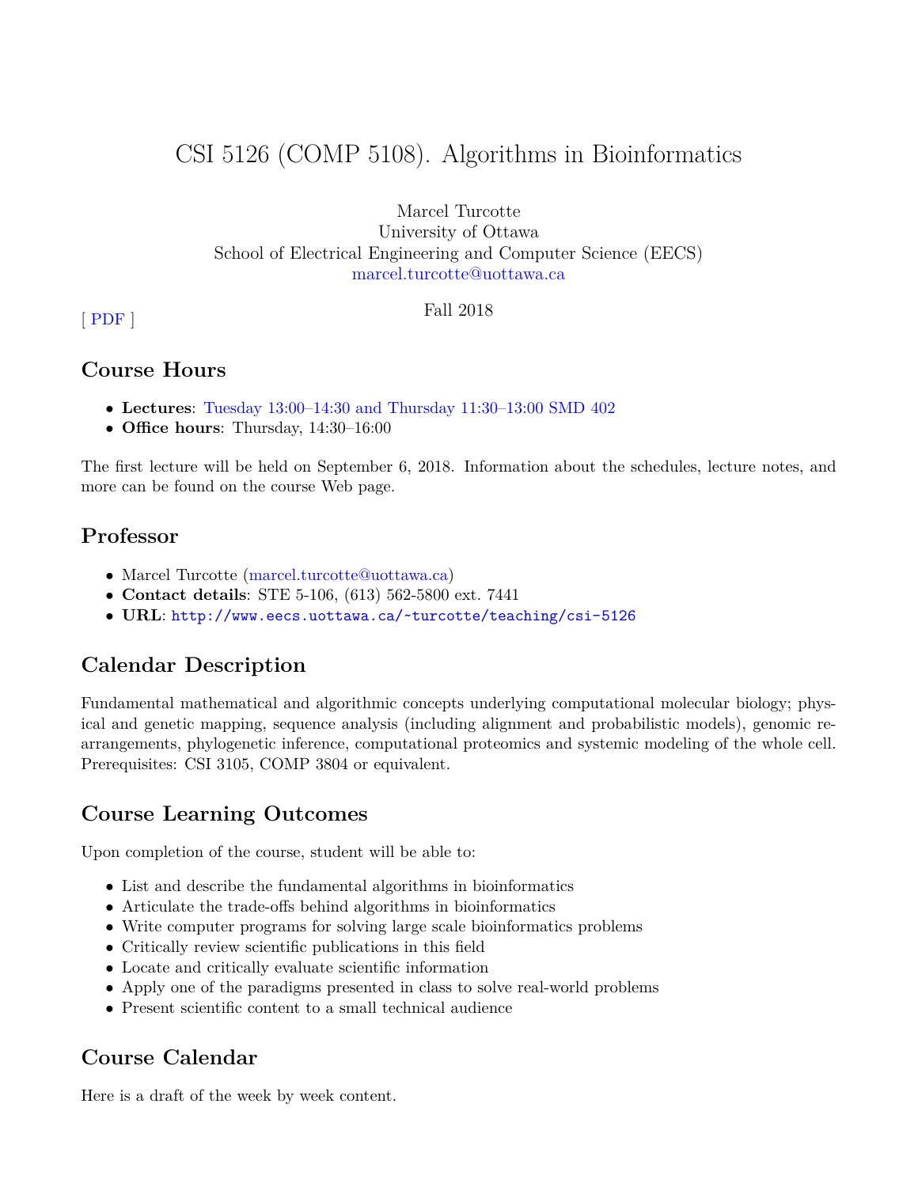# CSI 5126 (COMP 5108). Algorithms in Bioinformatics

Marcel Turcotte
University of Ottawa
School of Electrical Engineering and Computer Science (EECS)
marcel.turcotte@uottawa.ca

Fall 2018

[ PDF ]

## Course Hours

- **Lectures**: Tuesday 13:00–14:30 and Thursday 11:30–13:00 SMD 402
- **Office hours**: Thursday, 14:30–16:00

The first lecture will be held on September 6, 2018. Information about the schedules, lecture notes, and more can be found on the course Web page.

## Professor

- Marcel Turcotte (marcel.turcotte@uottawa.ca)
- **Contact details**: STE 5-106, (613) 562-5800 ext. 7441
- **URL**: `http://www.eecs.uottawa.ca/~turcotte/teaching/csi-5126`

## Calendar Description

Fundamental mathematical and algorithmic concepts underlying computational molecular biology; physical and genetic mapping, sequence analysis (including alignment and probabilistic models), genomic rearrangements, phylogenetic inference, computational proteomics and systemic modeling of the whole cell. Prerequisites: CSI 3105, COMP 3804 or equivalent.

## Course Learning Outcomes

Upon completion of the course, student will be able to:

- List and describe the fundamental algorithms in bioinformatics
- Articulate the trade-offs behind algorithms in bioinformatics
- Write computer programs for solving large scale bioinformatics problems
- Critically review scientific publications in this field
- Locate and critically evaluate scientific information
- Apply one of the paradigms presented in class to solve real-world problems
- Present scientific content to a small technical audience

## Course Calendar

Here is a draft of the week by week content.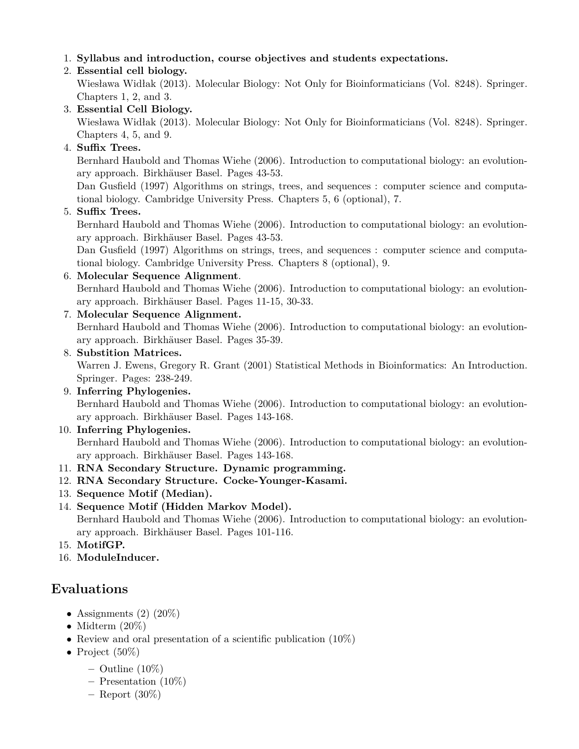1. **Syllabus and introduction, course objectives and students expectations.**
2. **Essential cell biology.**
   Wiesława Widłak (2013). Molecular Biology: Not Only for Bioinformaticians (Vol. 8248). Springer. Chapters 1, 2, and 3.
3. **Essential Cell Biology.**
   Wiesława Widłak (2013). Molecular Biology: Not Only for Bioinformaticians (Vol. 8248). Springer. Chapters 4, 5, and 9.
4. **Suffix Trees.**
   Bernhard Haubold and Thomas Wiehe (2006). Introduction to computational biology: an evolutionary approach. Birkhäuser Basel. Pages 43-53.
   Dan Gusfield (1997) Algorithms on strings, trees, and sequences : computer science and computational biology. Cambridge University Press. Chapters 5, 6 (optional), 7.
5. **Suffix Trees.**
   Bernhard Haubold and Thomas Wiehe (2006). Introduction to computational biology: an evolutionary approach. Birkhäuser Basel. Pages 43-53.
   Dan Gusfield (1997) Algorithms on strings, trees, and sequences : computer science and computational biology. Cambridge University Press. Chapters 8 (optional), 9.
6. **Molecular Sequence Alignment**.
   Bernhard Haubold and Thomas Wiehe (2006). Introduction to computational biology: an evolutionary approach. Birkhäuser Basel. Pages 11-15, 30-33.
7. **Molecular Sequence Alignment.**
   Bernhard Haubold and Thomas Wiehe (2006). Introduction to computational biology: an evolutionary approach. Birkhäuser Basel. Pages 35-39.
8. **Substition Matrices.**
   Warren J. Ewens, Gregory R. Grant (2001) Statistical Methods in Bioinformatics: An Introduction. Springer. Pages: 238-249.
9. **Inferring Phylogenies.**
   Bernhard Haubold and Thomas Wiehe (2006). Introduction to computational biology: an evolutionary approach. Birkhäuser Basel. Pages 143-168.
10. **Inferring Phylogenies.**
    Bernhard Haubold and Thomas Wiehe (2006). Introduction to computational biology: an evolutionary approach. Birkhäuser Basel. Pages 143-168.
11. **RNA Secondary Structure. Dynamic programming.**
12. **RNA Secondary Structure. Cocke-Younger-Kasami.**
13. **Sequence Motif (Median).**
14. **Sequence Motif (Hidden Markov Model).**
    Bernhard Haubold and Thomas Wiehe (2006). Introduction to computational biology: an evolutionary approach. Birkhäuser Basel. Pages 101-116.
15. **MotifGP.**
16. **ModuleInducer.**

## Evaluations

- Assignments (2) (20%)
- Midterm (20%)
- Review and oral presentation of a scientific publication (10%)
- Project (50%)
  - Outline (10%)
  - Presentation (10%)
  - Report (30%)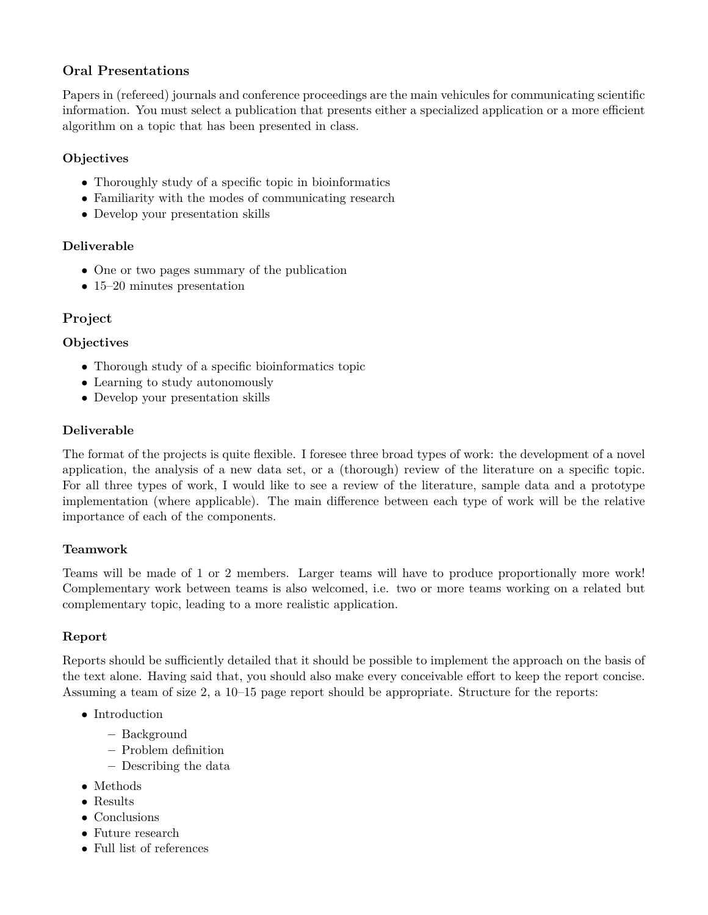### Oral Presentations

Papers in (refereed) journals and conference proceedings are the main vehicules for communicating scientific information. You must select a publication that presents either a specialized application or a more efficient algorithm on a topic that has been presented in class.

#### Objectives

- Thoroughly study of a specific topic in bioinformatics
- Familiarity with the modes of communicating research
- Develop your presentation skills

#### Deliverable

- One or two pages summary of the publication
- 15–20 minutes presentation

### Project

#### Objectives

- Thorough study of a specific bioinformatics topic
- Learning to study autonomously
- Develop your presentation skills

#### Deliverable

The format of the projects is quite flexible. I foresee three broad types of work: the development of a novel application, the analysis of a new data set, or a (thorough) review of the literature on a specific topic. For all three types of work, I would like to see a review of the literature, sample data and a prototype implementation (where applicable). The main difference between each type of work will be the relative importance of each of the components.

#### Teamwork

Teams will be made of 1 or 2 members. Larger teams will have to produce proportionally more work! Complementary work between teams is also welcomed, i.e. two or more teams working on a related but complementary topic, leading to a more realistic application.

#### Report

Reports should be sufficiently detailed that it should be possible to implement the approach on the basis of the text alone. Having said that, you should also make every conceivable effort to keep the report concise. Assuming a team of size 2, a 10–15 page report should be appropriate. Structure for the reports:

- Introduction
  - Background
  - Problem definition
  - Describing the data
- Methods
- Results
- Conclusions
- Future research
- Full list of references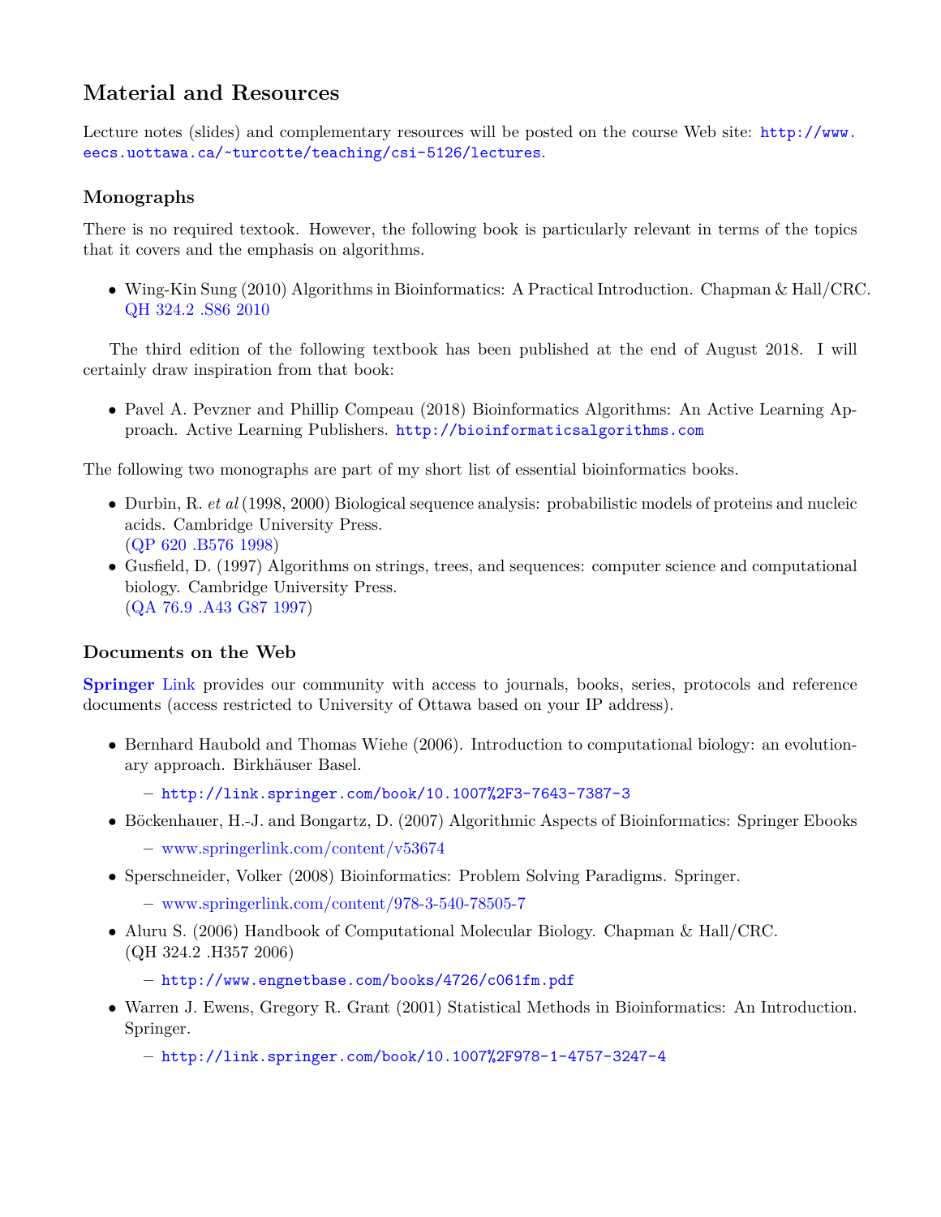## Material and Resources

Lecture notes (slides) and complementary resources will be posted on the course Web site: http://www.eecs.uottawa.ca/~turcotte/teaching/csi-5126/lectures.

### Monographs

There is no required textook. However, the following book is particularly relevant in terms of the topics that it covers and the emphasis on algorithms.

- Wing-Kin Sung (2010) Algorithms in Bioinformatics: A Practical Introduction. Chapman & Hall/CRC. QH 324.2 .S86 2010

The third edition of the following textbook has been published at the end of August 2018. I will certainly draw inspiration from that book:

- Pavel A. Pevzner and Phillip Compeau (2018) Bioinformatics Algorithms: An Active Learning Approach. Active Learning Publishers. http://bioinformaticsalgorithms.com

The following two monographs are part of my short list of essential bioinformatics books.

- Durbin, R. *et al* (1998, 2000) Biological sequence analysis: probabilistic models of proteins and nucleic acids. Cambridge University Press. (QP 620 .B576 1998)
- Gusfield, D. (1997) Algorithms on strings, trees, and sequences: computer science and computational biology. Cambridge University Press. (QA 76.9 .A43 G87 1997)

### Documents on the Web

**Springer** Link provides our community with access to journals, books, series, protocols and reference documents (access restricted to University of Ottawa based on your IP address).

- Bernhard Haubold and Thomas Wiehe (2006). Introduction to computational biology: an evolutionary approach. Birkhäuser Basel.
  - http://link.springer.com/book/10.1007%2F3-7643-7387-3
- Böckenhauer, H.-J. and Bongartz, D. (2007) Algorithmic Aspects of Bioinformatics: Springer Ebooks
  - www.springerlink.com/content/v53674
- Sperschneider, Volker (2008) Bioinformatics: Problem Solving Paradigms. Springer.
  - www.springerlink.com/content/978-3-540-78505-7
- Aluru S. (2006) Handbook of Computational Molecular Biology. Chapman & Hall/CRC. (QH 324.2 .H357 2006)
  - http://www.engnetbase.com/books/4726/c061fm.pdf
- Warren J. Ewens, Gregory R. Grant (2001) Statistical Methods in Bioinformatics: An Introduction. Springer.
  - http://link.springer.com/book/10.1007%2F978-1-4757-3247-4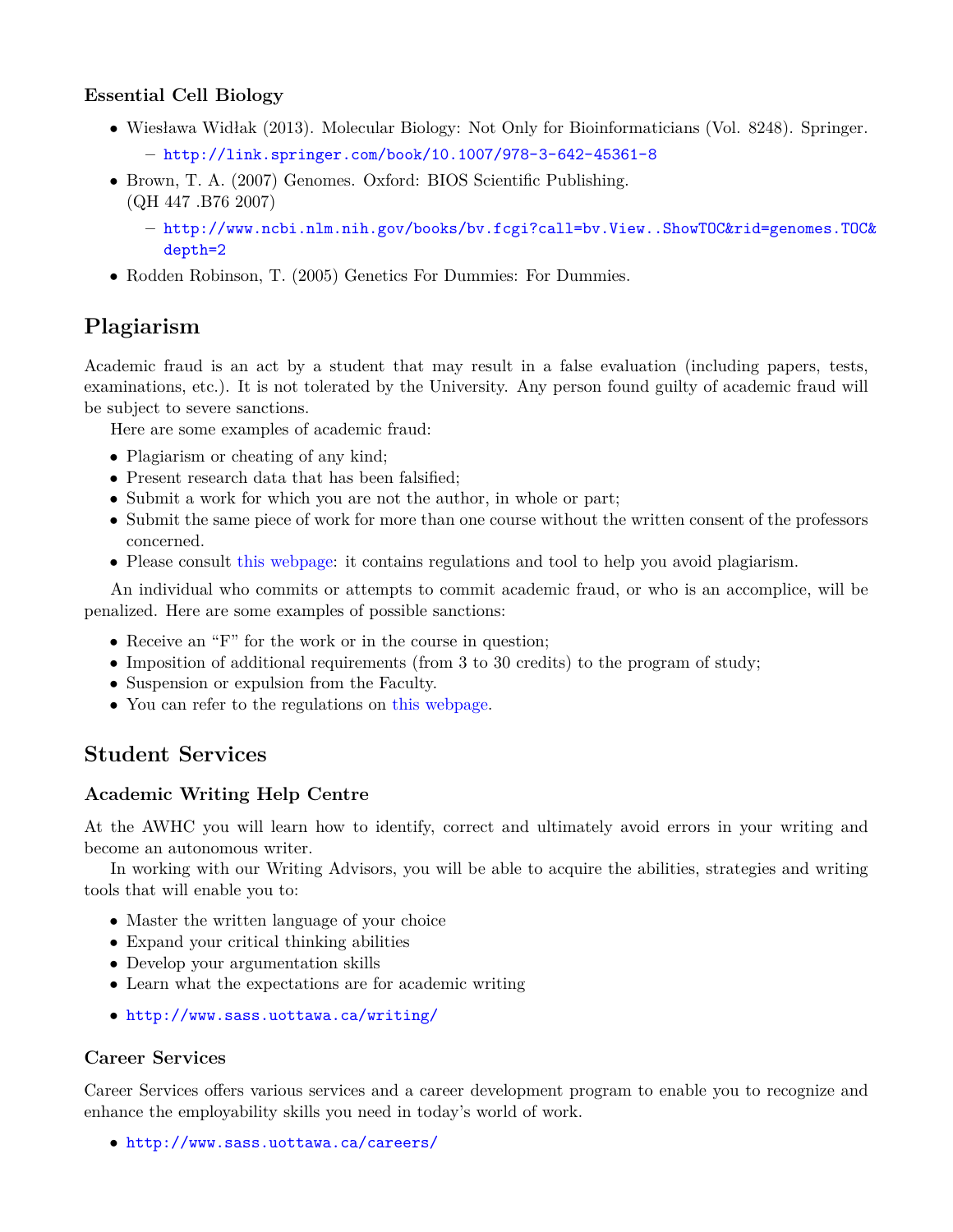### Essential Cell Biology

- Wiesława Widłak (2013). Molecular Biology: Not Only for Bioinformaticians (Vol. 8248). Springer.
  - http://link.springer.com/book/10.1007/978-3-642-45361-8
- Brown, T. A. (2007) Genomes. Oxford: BIOS Scientific Publishing. (QH 447 .B76 2007)
  - http://www.ncbi.nlm.nih.gov/books/bv.fcgi?call=bv.View..ShowTOC&rid=genomes.TOC&depth=2
- Rodden Robinson, T. (2005) Genetics For Dummies: For Dummies.

## Plagiarism

Academic fraud is an act by a student that may result in a false evaluation (including papers, tests, examinations, etc.). It is not tolerated by the University. Any person found guilty of academic fraud will be subject to severe sanctions.

Here are some examples of academic fraud:

- Plagiarism or cheating of any kind;
- Present research data that has been falsified;
- Submit a work for which you are not the author, in whole or part;
- Submit the same piece of work for more than one course without the written consent of the professors concerned.
- Please consult this webpage: it contains regulations and tool to help you avoid plagiarism.

An individual who commits or attempts to commit academic fraud, or who is an accomplice, will be penalized. Here are some examples of possible sanctions:

- Receive an "F" for the work or in the course in question;
- Imposition of additional requirements (from 3 to 30 credits) to the program of study;
- Suspension or expulsion from the Faculty.
- You can refer to the regulations on this webpage.

## Student Services

### Academic Writing Help Centre

At the AWHC you will learn how to identify, correct and ultimately avoid errors in your writing and become an autonomous writer.

In working with our Writing Advisors, you will be able to acquire the abilities, strategies and writing tools that will enable you to:

- Master the written language of your choice
- Expand your critical thinking abilities
- Develop your argumentation skills
- Learn what the expectations are for academic writing

- http://www.sass.uottawa.ca/writing/

### Career Services

Career Services offers various services and a career development program to enable you to recognize and enhance the employability skills you need in today's world of work.

- http://www.sass.uottawa.ca/careers/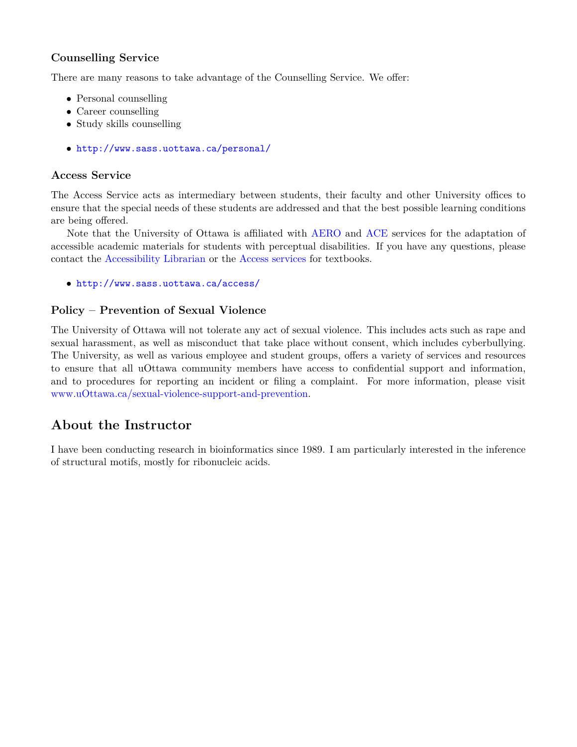### Counselling Service

There are many reasons to take advantage of the Counselling Service. We offer:

- Personal counselling
- Career counselling
- Study skills counselling

- http://www.sass.uottawa.ca/personal/

### Access Service

The Access Service acts as intermediary between students, their faculty and other University offices to ensure that the special needs of these students are addressed and that the best possible learning conditions are being offered.

Note that the University of Ottawa is affiliated with AERO and ACE services for the adaptation of accessible academic materials for students with perceptual disabilities. If you have any questions, please contact the Accessibility Librarian or the Access services for textbooks.

- http://www.sass.uottawa.ca/access/

### Policy – Prevention of Sexual Violence

The University of Ottawa will not tolerate any act of sexual violence. This includes acts such as rape and sexual harassment, as well as misconduct that take place without consent, which includes cyberbullying. The University, as well as various employee and student groups, offers a variety of services and resources to ensure that all uOttawa community members have access to confidential support and information, and to procedures for reporting an incident or filing a complaint. For more information, please visit www.uOttawa.ca/sexual-violence-support-and-prevention.

## About the Instructor

I have been conducting research in bioinformatics since 1989. I am particularly interested in the inference of structural motifs, mostly for ribonucleic acids.